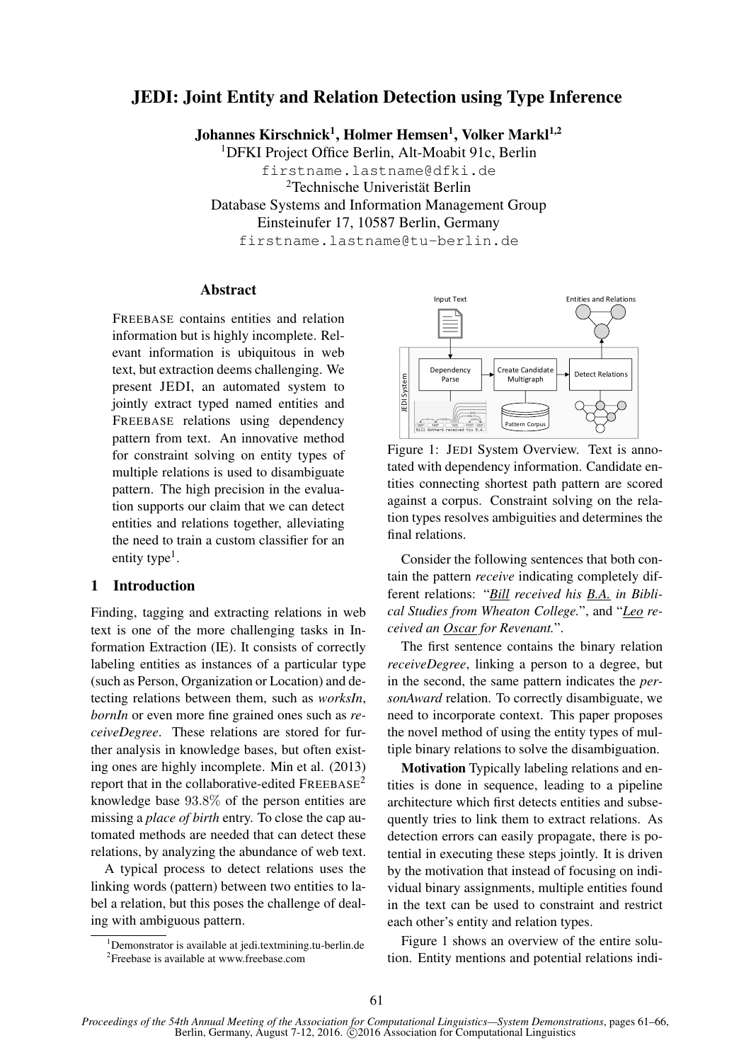# JEDI: Joint Entity and Relation Detection using Type Inference

**Johannes Kirschnick[1], Holmer Hemsen[1], Volker Markl[1,2]**

[1]DFKI Project Office Berlin, Alt-Moabit 91c, Berlin
firstname.lastname@dfki.de
[2]Technische Univeristät Berlin
Database Systems and Information Management Group
Einsteinufer 17, 10587 Berlin, Germany
firstname.lastname@tu-berlin.de

## Abstract

FREEBASE contains entities and relation information but is highly incomplete. Relevant information is ubiquitous in web text, but extraction deems challenging. We present JEDI, an automated system to jointly extract typed named entities and FREEBASE relations using dependency pattern from text. An innovative method for constraint solving on entity types of multiple relations is used to disambiguate pattern. The high precision in the evaluation supports our claim that we can detect entities and relations together, alleviating the need to train a custom classifier for an entity type[1].

## 1 Introduction

Finding, tagging and extracting relations in web text is one of the more challenging tasks in Information Extraction (IE). It consists of correctly labeling entities as instances of a particular type (such as Person, Organization or Location) and detecting relations between them, such as *worksIn*, *bornIn* or even more fine grained ones such as *receiveDegree*. These relations are stored for further analysis in knowledge bases, but often existing ones are highly incomplete. Min et al. (2013) report that in the collaborative-edited FREEBASE[2] knowledge base $93.8\%$ of the person entities are missing a *place of birth* entry. To close the cap automated methods are needed that can detect these relations, by analyzing the abundance of web text.

A typical process to detect relations uses the linking words (pattern) between two entities to label a relation, but this poses the challenge of dealing with ambiguous pattern.

[1]Demonstrator is available at jedi.textmining.tu-berlin.de
[2]Freebase is available at www.freebase.com

Figure 1: JEDI System Overview. Text is annotated with dependency information. Candidate entities connecting shortest path pattern are scored against a corpus. Constraint solving on the relation types resolves ambiguities and determines the final relations.

Consider the following sentences that both contain the pattern *receive* indicating completely different relations: "***Bill*** *received his* ***B.A.*** *in Biblical Studies from Wheaton College.*", and "***Leo*** *received an* ***Oscar*** *for Revenant.*".

The first sentence contains the binary relation *receiveDegree*, linking a person to a degree, but in the second, the same pattern indicates the *personAward* relation. To correctly disambiguate, we need to incorporate context. This paper proposes the novel method of using the entity types of multiple binary relations to solve the disambiguation.

**Motivation** Typically labeling relations and entities is done in sequence, leading to a pipeline architecture which first detects entities and subsequently tries to link them to extract relations. As detection errors can easily propagate, there is potential in executing these steps jointly. It is driven by the motivation that instead of focusing on individual binary assignments, multiple entities found in the text can be used to constraint and restrict each other's entity and relation types.

Figure 1 shows an overview of the entire solution. Entity mentions and potential relations indi-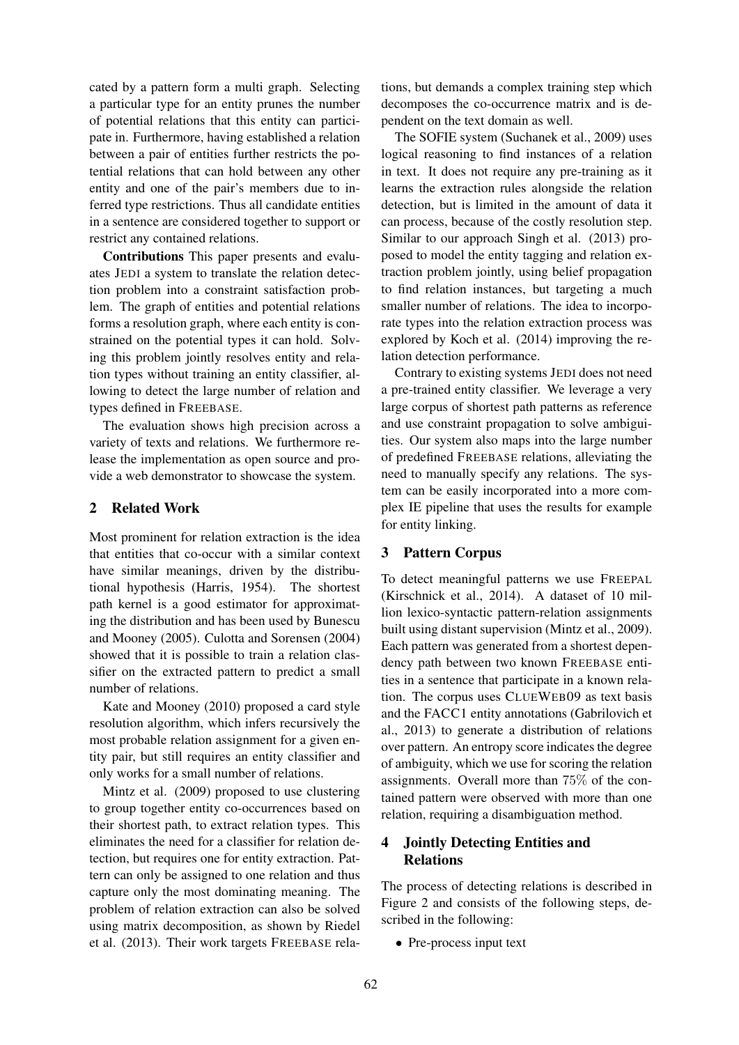cated by a pattern form a multi graph. Selecting a particular type for an entity prunes the number of potential relations that this entity can participate in. Furthermore, having established a relation between a pair of entities further restricts the potential relations that can hold between any other entity and one of the pair's members due to inferred type restrictions. Thus all candidate entities in a sentence are considered together to support or restrict any contained relations.

**Contributions** This paper presents and evaluates JEDI a system to translate the relation detection problem into a constraint satisfaction problem. The graph of entities and potential relations forms a resolution graph, where each entity is constrained on the potential types it can hold. Solving this problem jointly resolves entity and relation types without training an entity classifier, allowing to detect the large number of relation and types defined in FREEBASE.

The evaluation shows high precision across a variety of texts and relations. We furthermore release the implementation as open source and provide a web demonstrator to showcase the system.

## 2 Related Work

Most prominent for relation extraction is the idea that entities that co-occur with a similar context have similar meanings, driven by the distributional hypothesis (Harris, 1954). The shortest path kernel is a good estimator for approximating the distribution and has been used by Bunescu and Mooney (2005). Culotta and Sorensen (2004) showed that it is possible to train a relation classifier on the extracted pattern to predict a small number of relations.

Kate and Mooney (2010) proposed a card style resolution algorithm, which infers recursively the most probable relation assignment for a given entity pair, but still requires an entity classifier and only works for a small number of relations.

Mintz et al. (2009) proposed to use clustering to group together entity co-occurrences based on their shortest path, to extract relation types. This eliminates the need for a classifier for relation detection, but requires one for entity extraction. Pattern can only be assigned to one relation and thus capture only the most dominating meaning. The problem of relation extraction can also be solved using matrix decomposition, as shown by Riedel et al. (2013). Their work targets FREEBASE relations, but demands a complex training step which decomposes the co-occurrence matrix and is dependent on the text domain as well.

The SOFIE system (Suchanek et al., 2009) uses logical reasoning to find instances of a relation in text. It does not require any pre-training as it learns the extraction rules alongside the relation detection, but is limited in the amount of data it can process, because of the costly resolution step. Similar to our approach Singh et al. (2013) proposed to model the entity tagging and relation extraction problem jointly, using belief propagation to find relation instances, but targeting a much smaller number of relations. The idea to incorporate types into the relation extraction process was explored by Koch et al. (2014) improving the relation detection performance.

Contrary to existing systems JEDI does not need a pre-trained entity classifier. We leverage a very large corpus of shortest path patterns as reference and use constraint propagation to solve ambiguities. Our system also maps into the large number of predefined FREEBASE relations, alleviating the need to manually specify any relations. The system can be easily incorporated into a more complex IE pipeline that uses the results for example for entity linking.

## 3 Pattern Corpus

To detect meaningful patterns we use FREEPAL (Kirschnick et al., 2014). A dataset of 10 million lexico-syntactic pattern-relation assignments built using distant supervision (Mintz et al., 2009). Each pattern was generated from a shortest dependency path between two known FREEBASE entities in a sentence that participate in a known relation. The corpus uses CLUEWEB09 as text basis and the FACC1 entity annotations (Gabrilovich et al., 2013) to generate a distribution of relations over pattern. An entropy score indicates the degree of ambiguity, which we use for scoring the relation assignments. Overall more than $75\%$ of the contained pattern were observed with more than one relation, requiring a disambiguation method.

## 4 Jointly Detecting Entities and Relations

The process of detecting relations is described in Figure 2 and consists of the following steps, described in the following:

- Pre-process input text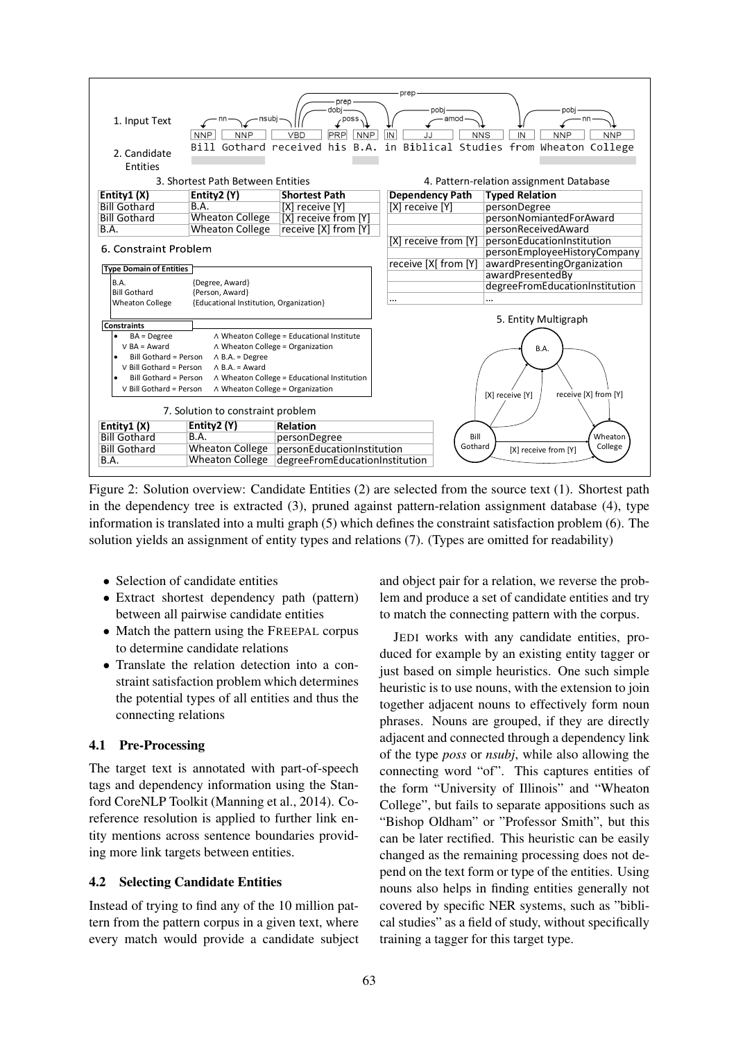1. Input Text

2. Candidate Entities

Bill Gothard received his B.A. in Biblical Studies from Wheaton College

3. Shortest Path Between Entities

| Entity1 (X) | Entity2 (Y) | Shortest Path |
|---|---|---|
| Bill Gothard | B.A. | [X] receive [Y] |
| Bill Gothard | Wheaton College | [X] receive from [Y] |
| B.A. | Wheaton College | receive [X] from [Y] |

4. Pattern-relation assignment Database

| Dependency Path | Typed Relation |
|---|---|
| [X] receive [Y] | personDegree |
| | personNomiantedForAward |
| | personReceivedAward |
| [X] receive from [Y] | personEducationInstitution |
| | personEmployeeHistoryCompany |
| receive [X[ from [Y] | awardPresentingOrganization |
| | awardPresentedBy |
| | degreeFromEducationInstitution |
| ... | ... |

5. Entity Multigraph

6. Constraint Problem

**Type Domain of Entities**

| | |
|---|---|
| B.A. | {Degree, Award} |
| Bill Gothard | {Person, Award} |
| Wheaton College | {Educational Institution, Organization} |

**Constraints**

- BA = Degree ∧ Wheaton College = Educational Institute
  ∨ BA = Award ∧ Wheaton College = Organization
- Bill Gothard = Person ∧ B.A. = Degree
  ∨ Bill Gothard = Person ∧ B.A. = Award
- Bill Gothard = Person ∧ Wheaton College = Educational Institution
  ∨ Bill Gothard = Person ∧ Wheaton College = Organization

7. Solution to constraint problem

| Entity1 (X) | Entity2 (Y) | Relation |
|---|---|---|
| Bill Gothard | B.A. | personDegree |
| Bill Gothard | Wheaton College | personEducationInstitution |
| B.A. | Wheaton College | degreeFromEducationInstitution |

Figure 2: Solution overview: Candidate Entities (2) are selected from the source text (1). Shortest path in the dependency tree is extracted (3), pruned against pattern-relation assignment database (4), type information is translated into a multi graph (5) which defines the constraint satisfaction problem (6). The solution yields an assignment of entity types and relations (7). (Types are omitted for readability)

- Selection of candidate entities
- Extract shortest dependency path (pattern) between all pairwise candidate entities
- Match the pattern using the FREEPAL corpus to determine candidate relations
- Translate the relation detection into a constraint satisfaction problem which determines the potential types of all entities and thus the connecting relations

### 4.1 Pre-Processing

The target text is annotated with part-of-speech tags and dependency information using the Stanford CoreNLP Toolkit (Manning et al., 2014). Coreference resolution is applied to further link entity mentions across sentence boundaries providing more link targets between entities.

### 4.2 Selecting Candidate Entities

Instead of trying to find any of the 10 million pattern from the pattern corpus in a given text, where every match would provide a candidate subject and object pair for a relation, we reverse the problem and produce a set of candidate entities and try to match the connecting pattern with the corpus.

JEDI works with any candidate entities, produced for example by an existing entity tagger or just based on simple heuristics. One such simple heuristic is to use nouns, with the extension to join together adjacent nouns to effectively form noun phrases. Nouns are grouped, if they are directly adjacent and connected through a dependency link of the type *poss* or *nsubj*, while also allowing the connecting word "of". This captures entities of the form "University of Illinois" and "Wheaton College", but fails to separate appositions such as "Bishop Oldham" or "Professor Smith", but this can be later rectified. This heuristic can be easily changed as the remaining processing does not depend on the text form or type of the entities. Using nouns also helps in finding entities generally not covered by specific NER systems, such as "biblical studies" as a field of study, without specifically training a tagger for this target type.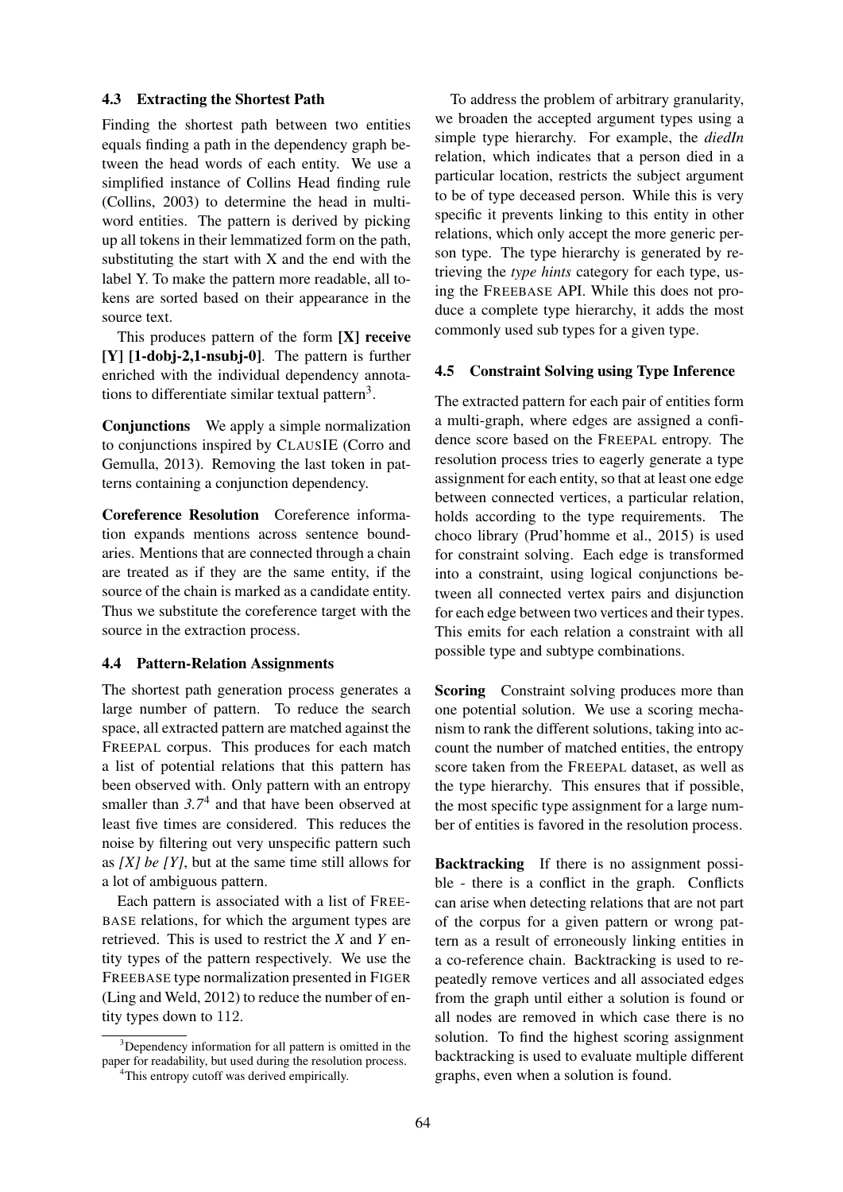### 4.3 Extracting the Shortest Path

Finding the shortest path between two entities equals finding a path in the dependency graph between the head words of each entity. We use a simplified instance of Collins Head finding rule (Collins, 2003) to determine the head in multi-word entities. The pattern is derived by picking up all tokens in their lemmatized form on the path, substituting the start with X and the end with the label Y. To make the pattern more readable, all tokens are sorted based on their appearance in the source text.

This produces pattern of the form **[X] receive [Y] [1-dobj-2,1-nsubj-0]**. The pattern is further enriched with the individual dependency annotations to differentiate similar textual pattern[3].

**Conjunctions** We apply a simple normalization to conjunctions inspired by CLAUSIE (Corro and Gemulla, 2013). Removing the last token in patterns containing a conjunction dependency.

**Coreference Resolution** Coreference information expands mentions across sentence boundaries. Mentions that are connected through a chain are treated as if they are the same entity, if the source of the chain is marked as a candidate entity. Thus we substitute the coreference target with the source in the extraction process.

### 4.4 Pattern-Relation Assignments

The shortest path generation process generates a large number of pattern. To reduce the search space, all extracted pattern are matched against the FREEPAL corpus. This produces for each match a list of potential relations that this pattern has been observed with. Only pattern with an entropy smaller than *3.7*[4] and that have been observed at least five times are considered. This reduces the noise by filtering out very unspecific pattern such as *[X] be [Y]*, but at the same time still allows for a lot of ambiguous pattern.

Each pattern is associated with a list of FREEBASE relations, for which the argument types are retrieved. This is used to restrict the *X* and *Y* entity types of the pattern respectively. We use the FREEBASE type normalization presented in FIGER (Ling and Weld, 2012) to reduce the number of entity types down to 112.

[3] Dependency information for all pattern is omitted in the paper for readability, but used during the resolution process.

[4] This entropy cutoff was derived empirically.

To address the problem of arbitrary granularity, we broaden the accepted argument types using a simple type hierarchy. For example, the *diedIn* relation, which indicates that a person died in a particular location, restricts the subject argument to be of type deceased person. While this is very specific it prevents linking to this entity in other relations, which only accept the more generic person type. The type hierarchy is generated by retrieving the *type hints* category for each type, using the FREEBASE API. While this does not produce a complete type hierarchy, it adds the most commonly used sub types for a given type.

### 4.5 Constraint Solving using Type Inference

The extracted pattern for each pair of entities form a multi-graph, where edges are assigned a confidence score based on the FREEPAL entropy. The resolution process tries to eagerly generate a type assignment for each entity, so that at least one edge between connected vertices, a particular relation, holds according to the type requirements. The choco library (Prud'homme et al., 2015) is used for constraint solving. Each edge is transformed into a constraint, using logical conjunctions between all connected vertex pairs and disjunction for each edge between two vertices and their types. This emits for each relation a constraint with all possible type and subtype combinations.

**Scoring** Constraint solving produces more than one potential solution. We use a scoring mechanism to rank the different solutions, taking into account the number of matched entities, the entropy score taken from the FREEPAL dataset, as well as the type hierarchy. This ensures that if possible, the most specific type assignment for a large number of entities is favored in the resolution process.

**Backtracking** If there is no assignment possible - there is a conflict in the graph. Conflicts can arise when detecting relations that are not part of the corpus for a given pattern or wrong pattern as a result of erroneously linking entities in a co-reference chain. Backtracking is used to repeatedly remove vertices and all associated edges from the graph until either a solution is found or all nodes are removed in which case there is no solution. To find the highest scoring assignment backtracking is used to evaluate multiple different graphs, even when a solution is found.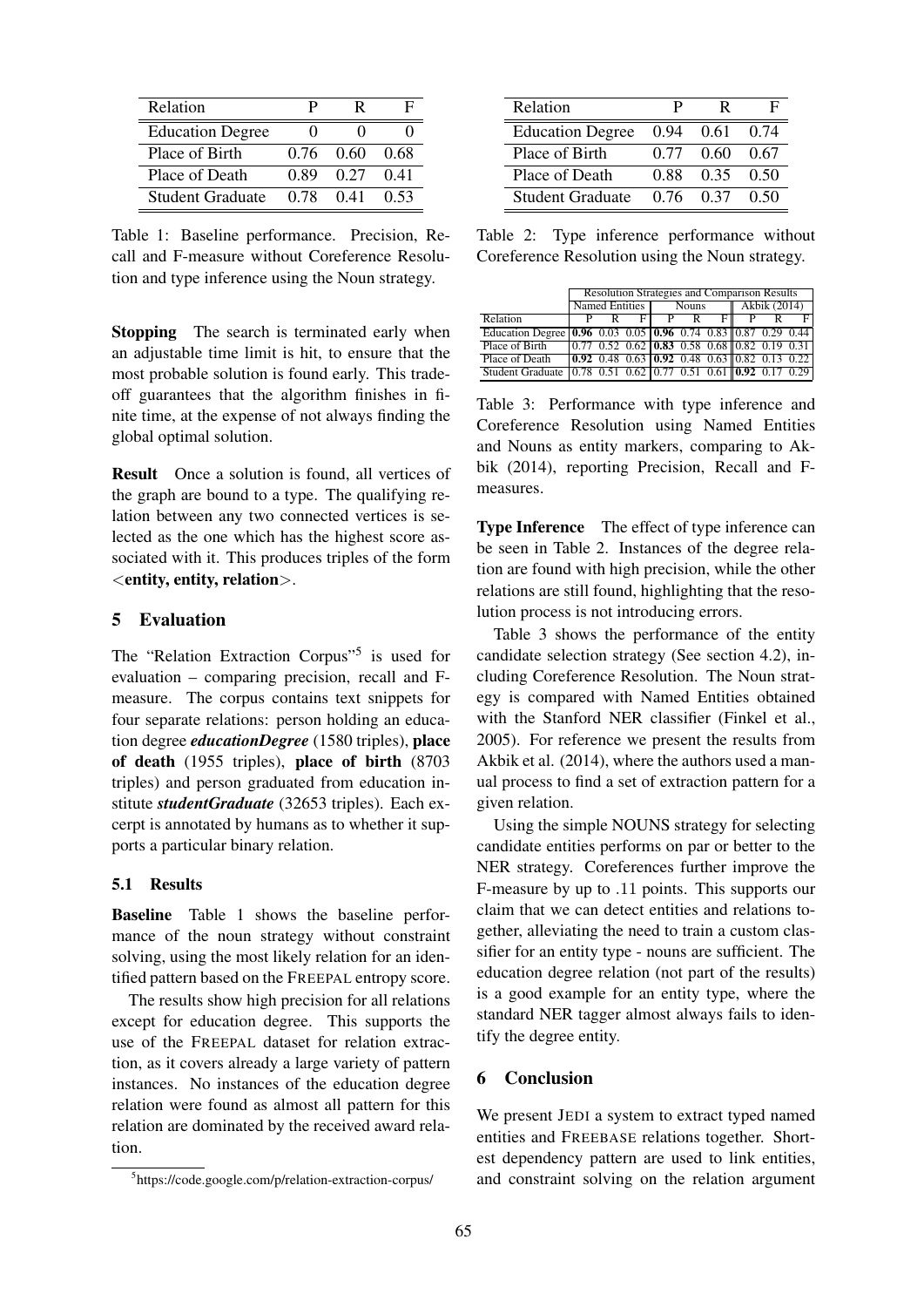| Relation | P | R | F |
|---|---|---|---|
| Education Degree | 0 | 0 | 0 |
| Place of Birth | 0.76 | 0.60 | 0.68 |
| Place of Death | 0.89 | 0.27 | 0.41 |
| Student Graduate | 0.78 | 0.41 | 0.53 |

Table 1: Baseline performance. Precision, Recall and F-measure without Coreference Resolution and type inference using the Noun strategy.

**Stopping** The search is terminated early when an adjustable time limit is hit, to ensure that the most probable solution is found early. This tradeoff guarantees that the algorithm finishes in finite time, at the expense of not always finding the global optimal solution.

**Result** Once a solution is found, all vertices of the graph are bound to a type. The qualifying relation between any two connected vertices is selected as the one which has the highest score associated with it. This produces triples of the form <**entity, entity, relation**>.

## 5 Evaluation

The "Relation Extraction Corpus"[5] is used for evaluation – comparing precision, recall and F-measure. The corpus contains text snippets for four separate relations: person holding an education degree ***educationDegree*** (1580 triples), **place of death** (1955 triples), **place of birth** (8703 triples) and person graduated from education institute ***studentGraduate*** (32653 triples). Each excerpt is annotated by humans as to whether it supports a particular binary relation.

### 5.1 Results

**Baseline** Table 1 shows the baseline performance of the noun strategy without constraint solving, using the most likely relation for an identified pattern based on the FREEPAL entropy score.

The results show high precision for all relations except for education degree. This supports the use of the FREEPAL dataset for relation extraction, as it covers already a large variety of pattern instances. No instances of the education degree relation were found as almost all pattern for this relation are dominated by the received award relation.

[5] https://code.google.com/p/relation-extraction-corpus/

| Relation | P | R | F |
|---|---|---|---|
| Education Degree | 0.94 | 0.61 | 0.74 |
| Place of Birth | 0.77 | 0.60 | 0.67 |
| Place of Death | 0.88 | 0.35 | 0.50 |
| Student Graduate | 0.76 | 0.37 | 0.50 |

Table 2: Type inference performance without Coreference Resolution using the Noun strategy.

| | Resolution Strategies and Comparison Results | | | | | | | | |
|---|---|---|---|---|---|---|---|---|---|
| | Named Entities | | | Nouns | | | Akbik (2014) | | |
| Relation | P | R | F | P | R | F | P | R | F |
| Education Degree | **0.96** | 0.03 | 0.05 | **0.96** | 0.74 | 0.83 | 0.87 | 0.29 | 0.44 |
| Place of Birth | 0.77 | 0.52 | 0.62 | **0.83** | 0.58 | 0.68 | 0.82 | 0.19 | 0.31 |
| Place of Death | **0.92** | 0.48 | 0.63 | **0.92** | 0.48 | 0.63 | 0.82 | 0.13 | 0.22 |
| Student Graduate | 0.78 | 0.51 | 0.62 | 0.77 | 0.51 | 0.61 | **0.92** | 0.17 | 0.29 |

Table 3: Performance with type inference and Coreference Resolution using Named Entities and Nouns as entity markers, comparing to Akbik (2014), reporting Precision, Recall and F-measures.

**Type Inference** The effect of type inference can be seen in Table 2. Instances of the degree relation are found with high precision, while the other relations are still found, highlighting that the resolution process is not introducing errors.

Table 3 shows the performance of the entity candidate selection strategy (See section 4.2), including Coreference Resolution. The Noun strategy is compared with Named Entities obtained with the Stanford NER classifier (Finkel et al., 2005). For reference we present the results from Akbik et al. (2014), where the authors used a manual process to find a set of extraction pattern for a given relation.

Using the simple NOUNS strategy for selecting candidate entities performs on par or better to the NER strategy. Coreferences further improve the F-measure by up to .11 points. This supports our claim that we can detect entities and relations together, alleviating the need to train a custom classifier for an entity type - nouns are sufficient. The education degree relation (not part of the results) is a good example for an entity type, where the standard NER tagger almost always fails to identify the degree entity.

## 6 Conclusion

We present JEDI a system to extract typed named entities and FREEBASE relations together. Shortest dependency pattern are used to link entities, and constraint solving on the relation argument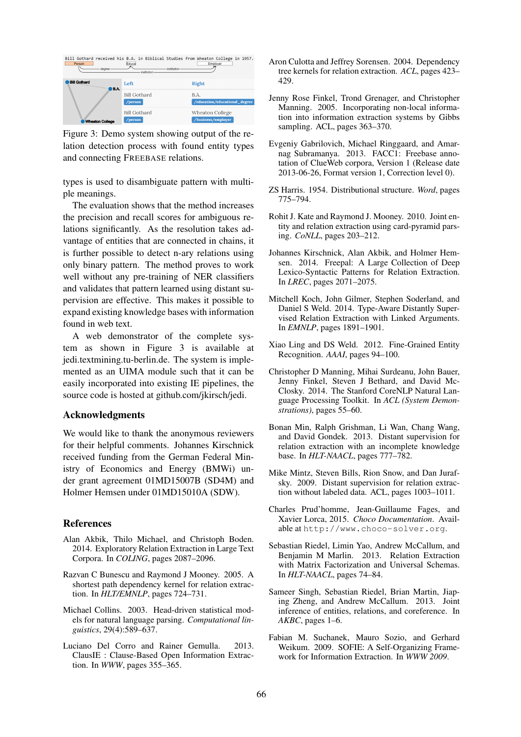Figure 3: Demo system showing output of the relation detection process with found entity types and connecting FREEBASE relations.

types is used to disambiguate pattern with multiple meanings.

The evaluation shows that the method increases the precision and recall scores for ambiguous relations significantly. As the resolution takes advantage of entities that are connected in chains, it is further possible to detect n-ary relations using only binary pattern. The method proves to work well without any pre-training of NER classifiers and validates that pattern learned using distant supervision are effective. This makes it possible to expand existing knowledge bases with information found in web text.

A web demonstrator of the complete system as shown in Figure 3 is available at jedi.textmining.tu-berlin.de. The system is implemented as an UIMA module such that it can be easily incorporated into existing IE pipelines, the source code is hosted at github.com/jkirsch/jedi.

## Acknowledgments

We would like to thank the anonymous reviewers for their helpful comments. Johannes Kirschnick received funding from the German Federal Ministry of Economics and Energy (BMWi) under grant agreement 01MD15007B (SD4M) and Holmer Hemsen under 01MD15010A (SDW).

## References

Alan Akbik, Thilo Michael, and Christoph Boden. 2014. Exploratory Relation Extraction in Large Text Corpora. In *COLING*, pages 2087–2096.

Razvan C Bunescu and Raymond J Mooney. 2005. A shortest path dependency kernel for relation extraction. In *HLT/EMNLP*, pages 724–731.

Michael Collins. 2003. Head-driven statistical models for natural language parsing. *Computational linguistics*, 29(4):589–637.

Luciano Del Corro and Rainer Gemulla. 2013. ClausIE : Clause-Based Open Information Extraction. In *WWW*, pages 355–365.

Aron Culotta and Jeffrey Sorensen. 2004. Dependency tree kernels for relation extraction. *ACL*, pages 423–429.

Jenny Rose Finkel, Trond Grenager, and Christopher Manning. 2005. Incorporating non-local information into information extraction systems by Gibbs sampling. ACL, pages 363–370.

Evgeniy Gabrilovich, Michael Ringgaard, and Amarnag Subramanya. 2013. FACC1: Freebase annotation of ClueWeb corpora, Version 1 (Release date 2013-06-26, Format version 1, Correction level 0).

ZS Harris. 1954. Distributional structure. *Word*, pages 775–794.

Rohit J. Kate and Raymond J. Mooney. 2010. Joint entity and relation extraction using card-pyramid parsing. *CoNLL*, pages 203–212.

Johannes Kirschnick, Alan Akbik, and Holmer Hemsen. 2014. Freepal: A Large Collection of Deep Lexico-Syntactic Patterns for Relation Extraction. In *LREC*, pages 2071–2075.

Mitchell Koch, John Gilmer, Stephen Soderland, and Daniel S Weld. 2014. Type-Aware Distantly Supervised Relation Extraction with Linked Arguments. In *EMNLP*, pages 1891–1901.

Xiao Ling and DS Weld. 2012. Fine-Grained Entity Recognition. *AAAI*, pages 94–100.

Christopher D Manning, Mihai Surdeanu, John Bauer, Jenny Finkel, Steven J Bethard, and David McClosky. 2014. The Stanford CoreNLP Natural Language Processing Toolkit. In *ACL (System Demonstrations)*, pages 55–60.

Bonan Min, Ralph Grishman, Li Wan, Chang Wang, and David Gondek. 2013. Distant supervision for relation extraction with an incomplete knowledge base. In *HLT-NAACL*, pages 777–782.

Mike Mintz, Steven Bills, Rion Snow, and Dan Jurafsky. 2009. Distant supervision for relation extraction without labeled data. ACL, pages 1003–1011.

Charles Prud'homme, Jean-Guillaume Fages, and Xavier Lorca, 2015. *Choco Documentation*. Available at http://www.choco-solver.org.

Sebastian Riedel, Limin Yao, Andrew McCallum, and Benjamin M Marlin. 2013. Relation Extraction with Matrix Factorization and Universal Schemas. In *HLT-NAACL*, pages 74–84.

Sameer Singh, Sebastian Riedel, Brian Martin, Jiaping Zheng, and Andrew McCallum. 2013. Joint inference of entities, relations, and coreference. In *AKBC*, pages 1–6.

Fabian M. Suchanek, Mauro Sozio, and Gerhard Weikum. 2009. SOFIE: A Self-Organizing Framework for Information Extraction. In *WWW 2009*.